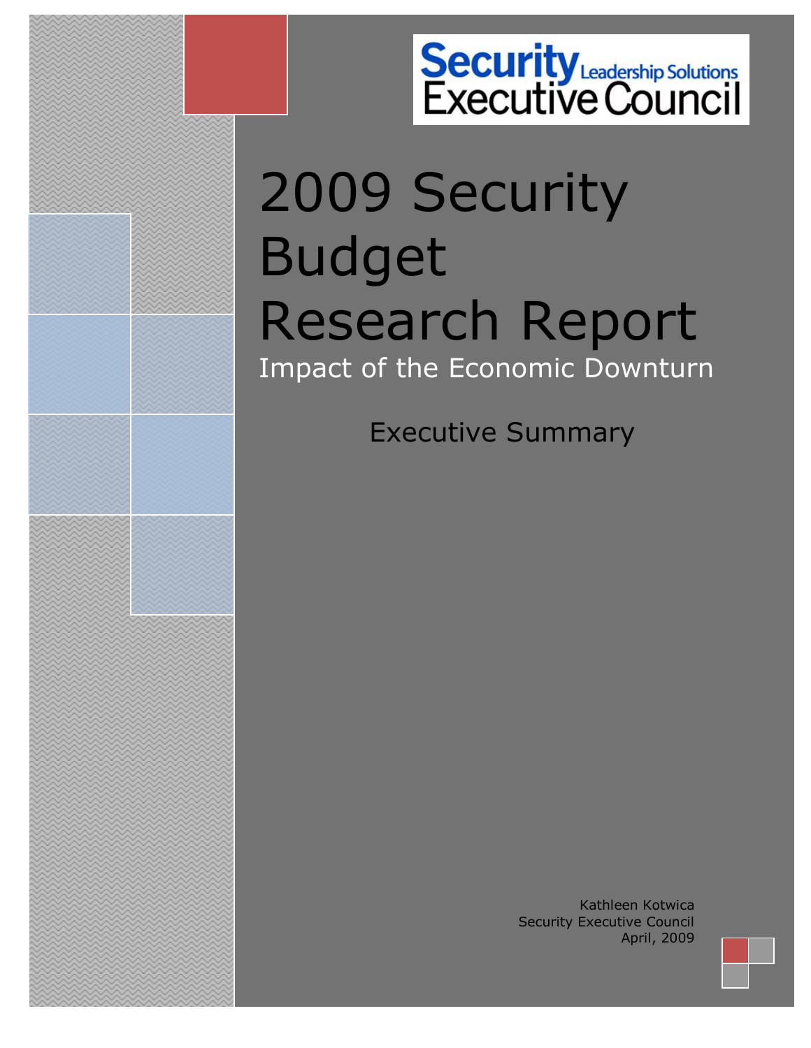Security Leadership Solutions Executive Council

# 2009 Security Budget Research Report

## Impact of the Economic Downturn

### Executive Summary

Kathleen Kotwica
Security Executive Council
April, 2009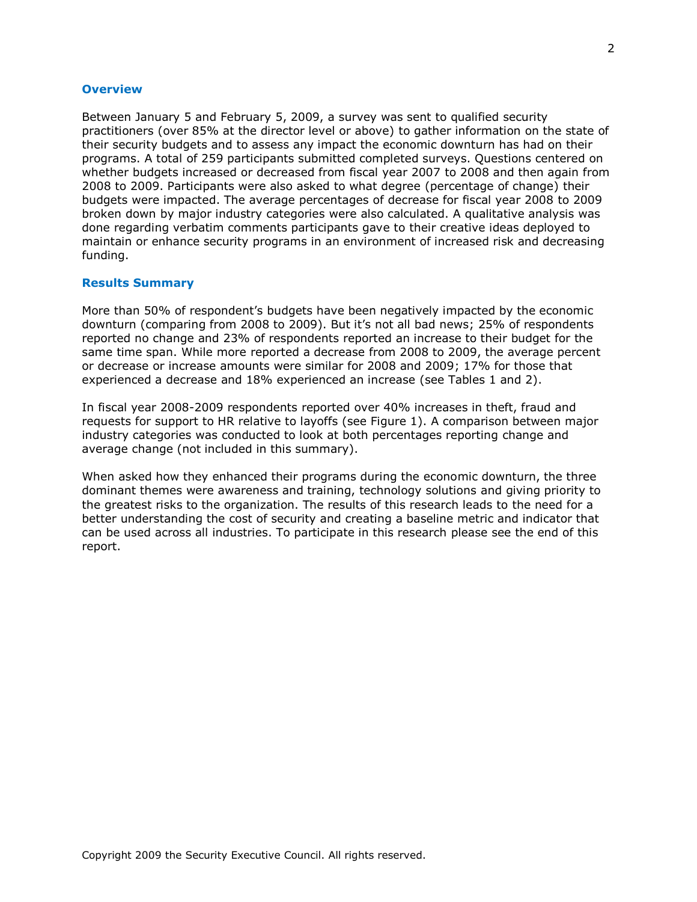## Overview

Between January 5 and February 5, 2009, a survey was sent to qualified security practitioners (over 85% at the director level or above) to gather information on the state of their security budgets and to assess any impact the economic downturn has had on their programs. A total of 259 participants submitted completed surveys. Questions centered on whether budgets increased or decreased from fiscal year 2007 to 2008 and then again from 2008 to 2009. Participants were also asked to what degree (percentage of change) their budgets were impacted. The average percentages of decrease for fiscal year 2008 to 2009 broken down by major industry categories were also calculated. A qualitative analysis was done regarding verbatim comments participants gave to their creative ideas deployed to maintain or enhance security programs in an environment of increased risk and decreasing funding.

## Results Summary

More than 50% of respondent's budgets have been negatively impacted by the economic downturn (comparing from 2008 to 2009). But it's not all bad news; 25% of respondents reported no change and 23% of respondents reported an increase to their budget for the same time span. While more reported a decrease from 2008 to 2009, the average percent or decrease or increase amounts were similar for 2008 and 2009; 17% for those that experienced a decrease and 18% experienced an increase (see Tables 1 and 2).

In fiscal year 2008-2009 respondents reported over 40% increases in theft, fraud and requests for support to HR relative to layoffs (see Figure 1). A comparison between major industry categories was conducted to look at both percentages reporting change and average change (not included in this summary).

When asked how they enhanced their programs during the economic downturn, the three dominant themes were awareness and training, technology solutions and giving priority to the greatest risks to the organization. The results of this research leads to the need for a better understanding the cost of security and creating a baseline metric and indicator that can be used across all industries. To participate in this research please see the end of this report.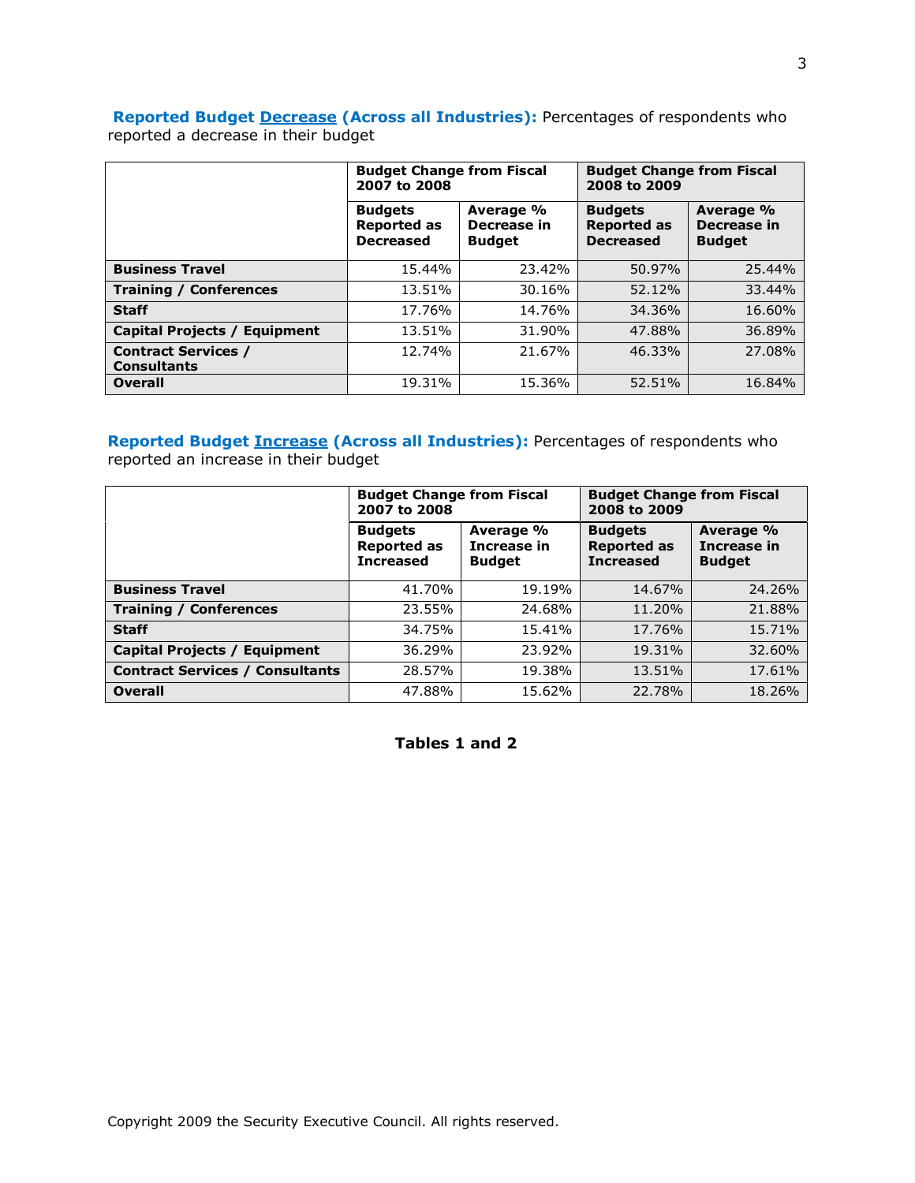**Reported Budget <u>Decrease</u> (Across all Industries):** Percentages of respondents who reported a decrease in their budget

| | Budget Change from Fiscal 2007 to 2008 | | Budget Change from Fiscal 2008 to 2009 | |
|---|---|---|---|---|
| | **Budgets Reported as Decreased** | **Average % Decrease in Budget** | **Budgets Reported as Decreased** | **Average % Decrease in Budget** |
| **Business Travel** | 15.44% | 23.42% | 50.97% | 25.44% |
| **Training / Conferences** | 13.51% | 30.16% | 52.12% | 33.44% |
| **Staff** | 17.76% | 14.76% | 34.36% | 16.60% |
| **Capital Projects / Equipment** | 13.51% | 31.90% | 47.88% | 36.89% |
| **Contract Services / Consultants** | 12.74% | 21.67% | 46.33% | 27.08% |
| **Overall** | 19.31% | 15.36% | 52.51% | 16.84% |

**Reported Budget <u>Increase</u> (Across all Industries):** Percentages of respondents who reported an increase in their budget

| | Budget Change from Fiscal 2007 to 2008 | | Budget Change from Fiscal 2008 to 2009 | |
|---|---|---|---|---|
| | **Budgets Reported as Increased** | **Average % Increase in Budget** | **Budgets Reported as Increased** | **Average % Increase in Budget** |
| **Business Travel** | 41.70% | 19.19% | 14.67% | 24.26% |
| **Training / Conferences** | 23.55% | 24.68% | 11.20% | 21.88% |
| **Staff** | 34.75% | 15.41% | 17.76% | 15.71% |
| **Capital Projects / Equipment** | 36.29% | 23.92% | 19.31% | 32.60% |
| **Contract Services / Consultants** | 28.57% | 19.38% | 13.51% | 17.61% |
| **Overall** | 47.88% | 15.62% | 22.78% | 18.26% |

**Tables 1 and 2**

Copyright 2009 the Security Executive Council. All rights reserved.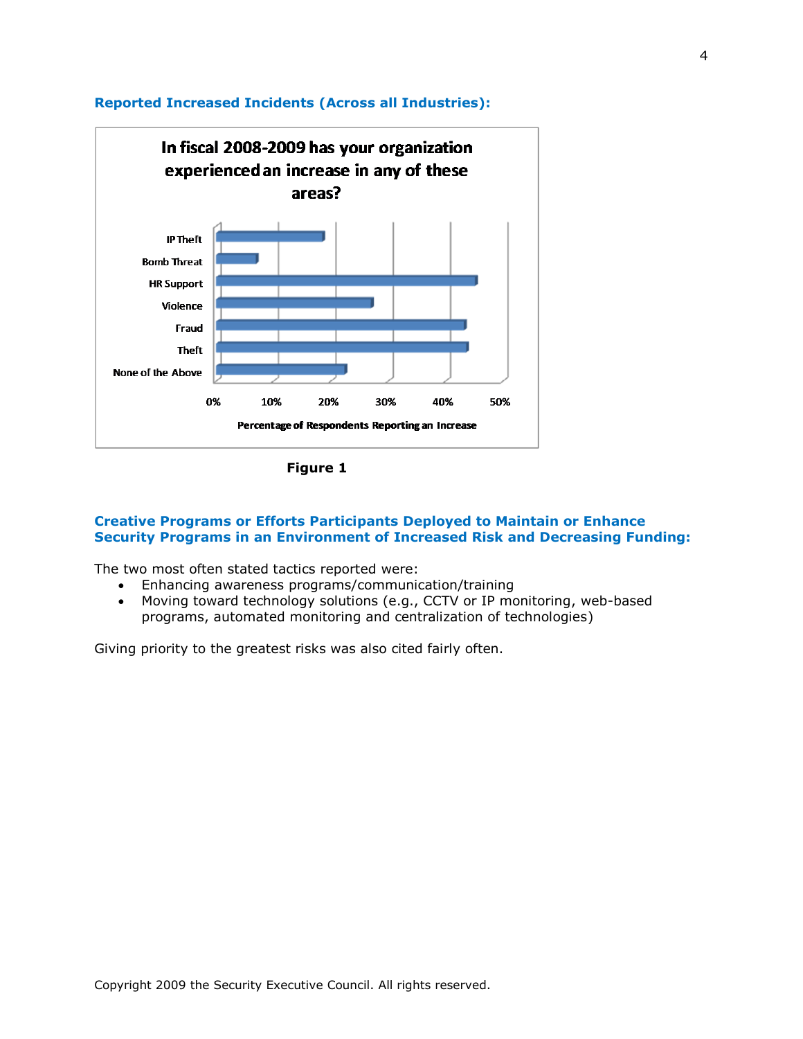### Reported Increased Incidents (Across all Industries):

**In fiscal 2008-2009 has your organization experienced an increase in any of these areas?**

IP Theft
Bomb Threat
HR Support
Violence
Fraud
Theft
None of the Above

0% 10% 20% 30% 40% 50%

Percentage of Respondents Reporting an Increase

**Figure 1**

### Creative Programs or Efforts Participants Deployed to Maintain or Enhance Security Programs in an Environment of Increased Risk and Decreasing Funding:

The two most often stated tactics reported were:

- Enhancing awareness programs/communication/training
- Moving toward technology solutions (e.g., CCTV or IP monitoring, web-based programs, automated monitoring and centralization of technologies)

Giving priority to the greatest risks was also cited fairly often.

Copyright 2009 the Security Executive Council. All rights reserved.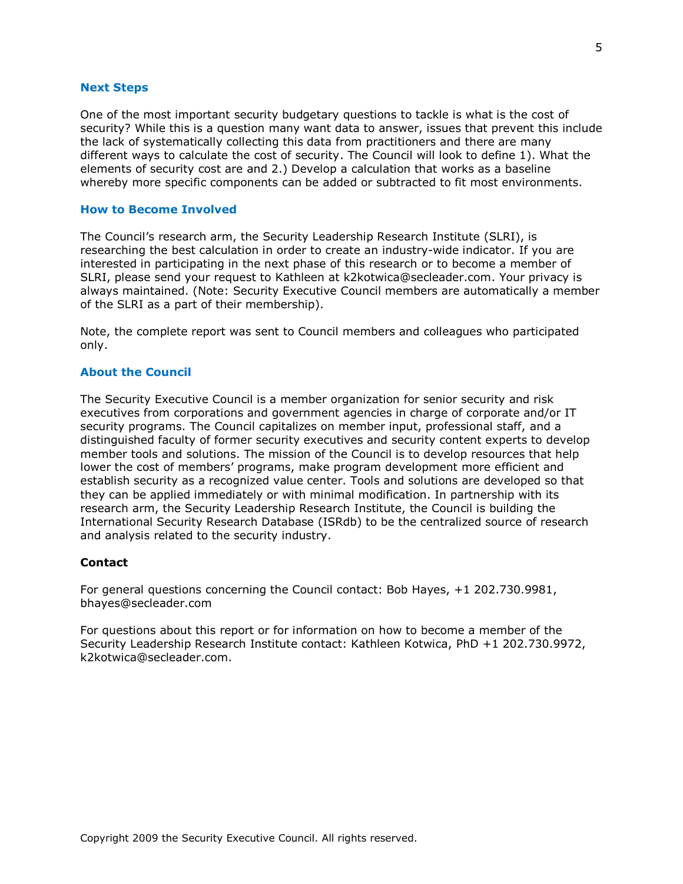## Next Steps

One of the most important security budgetary questions to tackle is what is the cost of security? While this is a question many want data to answer, issues that prevent this include the lack of systematically collecting this data from practitioners and there are many different ways to calculate the cost of security. The Council will look to define 1). What the elements of security cost are and 2.) Develop a calculation that works as a baseline whereby more specific components can be added or subtracted to fit most environments.

## How to Become Involved

The Council's research arm, the Security Leadership Research Institute (SLRI), is researching the best calculation in order to create an industry-wide indicator. If you are interested in participating in the next phase of this research or to become a member of SLRI, please send your request to Kathleen at k2kotwica@secleader.com. Your privacy is always maintained. (Note: Security Executive Council members are automatically a member of the SLRI as a part of their membership).

Note, the complete report was sent to Council members and colleagues who participated only.

## About the Council

The Security Executive Council is a member organization for senior security and risk executives from corporations and government agencies in charge of corporate and/or IT security programs. The Council capitalizes on member input, professional staff, and a distinguished faculty of former security executives and security content experts to develop member tools and solutions. The mission of the Council is to develop resources that help lower the cost of members' programs, make program development more efficient and establish security as a recognized value center. Tools and solutions are developed so that they can be applied immediately or with minimal modification. In partnership with its research arm, the Security Leadership Research Institute, the Council is building the International Security Research Database (ISRdb) to be the centralized source of research and analysis related to the security industry.

**Contact**

For general questions concerning the Council contact: Bob Hayes, +1 202.730.9981, bhayes@secleader.com

For questions about this report or for information on how to become a member of the Security Leadership Research Institute contact: Kathleen Kotwica, PhD +1 202.730.9972, k2kotwica@secleader.com.

Copyright 2009 the Security Executive Council. All rights reserved.